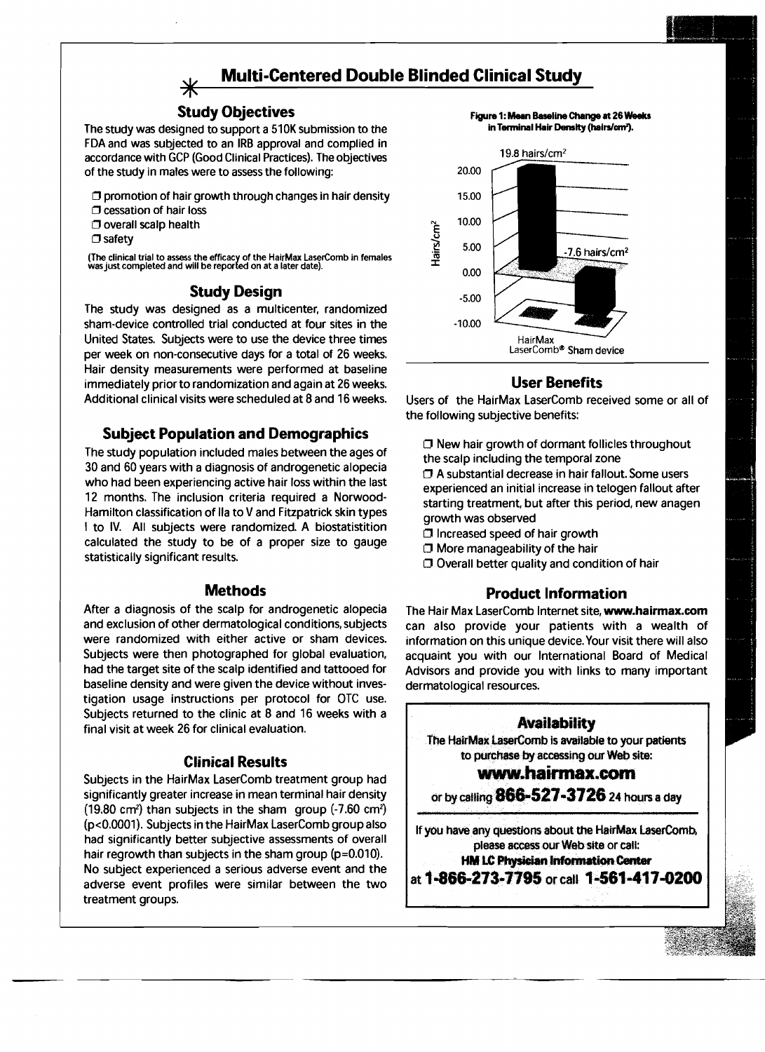# Multi-Centered Double Blinded Clinical Study

## Study Objectives

The study was designed to support a 510K submission to the FDA and was subjected to an IRB approval and complied in accordance with GCP (Good Clinical Practices). The objectives of the study in males were to assess the following:

- promotion of hair growth through changes in hair density
- cessation of hair loss
- overall scalp health
- safety

(The clinical trial to assess the efficacy of the HairMax LaserComb in females was just completed and will be reported on at a later date).

## Study Design

The study was designed as a multicenter, randomized sham-device controlled trial conducted at four sites in the United States. Subjects were to use the device three times per week on non-consecutive days for a total of 26 weeks. Hair density measurements were performed at baseline immediately prior to randomization and again at 26 weeks. Additional clinical visits were scheduled at 8 and 16 weeks.

## Subject Population and Demographics

The study population included males between the ages of 30 and 60 years with a diagnosis of androgenetic alopecia who had been experiencing active hair loss within the last 12 months. The inclusion criteria required a Norwood-Hamilton classification of IIa to V and Fitzpatrick skin types I to IV. All subjects were randomized. A biostatistition calculated the study to be of a proper size to gauge statistically significant results.

## Methods

After a diagnosis of the scalp for androgenetic alopecia and exclusion of other dermatological conditions, subjects were randomized with either active or sham devices. Subjects were then photographed for global evaluation, had the target site of the scalp identified and tattooed for baseline density and were given the device without investigation usage instructions per protocol for OTC use. Subjects returned to the clinic at 8 and 16 weeks with a final visit at week 26 for clinical evaluation.

## Clinical Results

Subjects in the HairMax LaserComb treatment group had significantly greater increase in mean terminal hair density (19.80 $cm^2$) than subjects in the sham group (-7.60 $cm^2$) ($p<0.0001$). Subjects in the HairMax LaserComb group also had significantly better subjective assessments of overall hair regrowth than subjects in the sham group ($p=0.010$). No subject experienced a serious adverse event and the adverse event profiles were similar between the two treatment groups.

**Figure 1: Mean Baseline Change at 26 Weeks in Terminal Hair Density (hairs/$cm^2$).**

| | Hairs/$cm^2$ |
|---|---|
| HairMax LaserComb® | 19.8 hairs/$cm^2$ |
| Sham device | -7.6 hairs/$cm^2$ |

## User Benefits

Users of the HairMax LaserComb received some or all of the following subjective benefits:

- New hair growth of dormant follicles throughout the scalp including the temporal zone
- A substantial decrease in hair fallout. Some users experienced an initial increase in telogen fallout after starting treatment, but after this period, new anagen growth was observed
- Increased speed of hair growth
- More manageability of the hair
- Overall better quality and condition of hair

## Product Information

The Hair Max LaserComb Internet site, **www.hairmax.com** can also provide your patients with a wealth of information on this unique device. Your visit there will also acquaint you with our International Board of Medical Advisors and provide you with links to many important dermatological resources.

## Availability

The HairMax LaserComb is available to your patients to purchase by accessing our Web site:

**www.hairmax.com**

or by calling **866-527-3726** 24 hours a day

If you have any questions about the HairMax LaserComb, please access our Web site or call:

**HM LC Physician Information Center**

at **1-866-273-7795** or call **1-561-417-0200**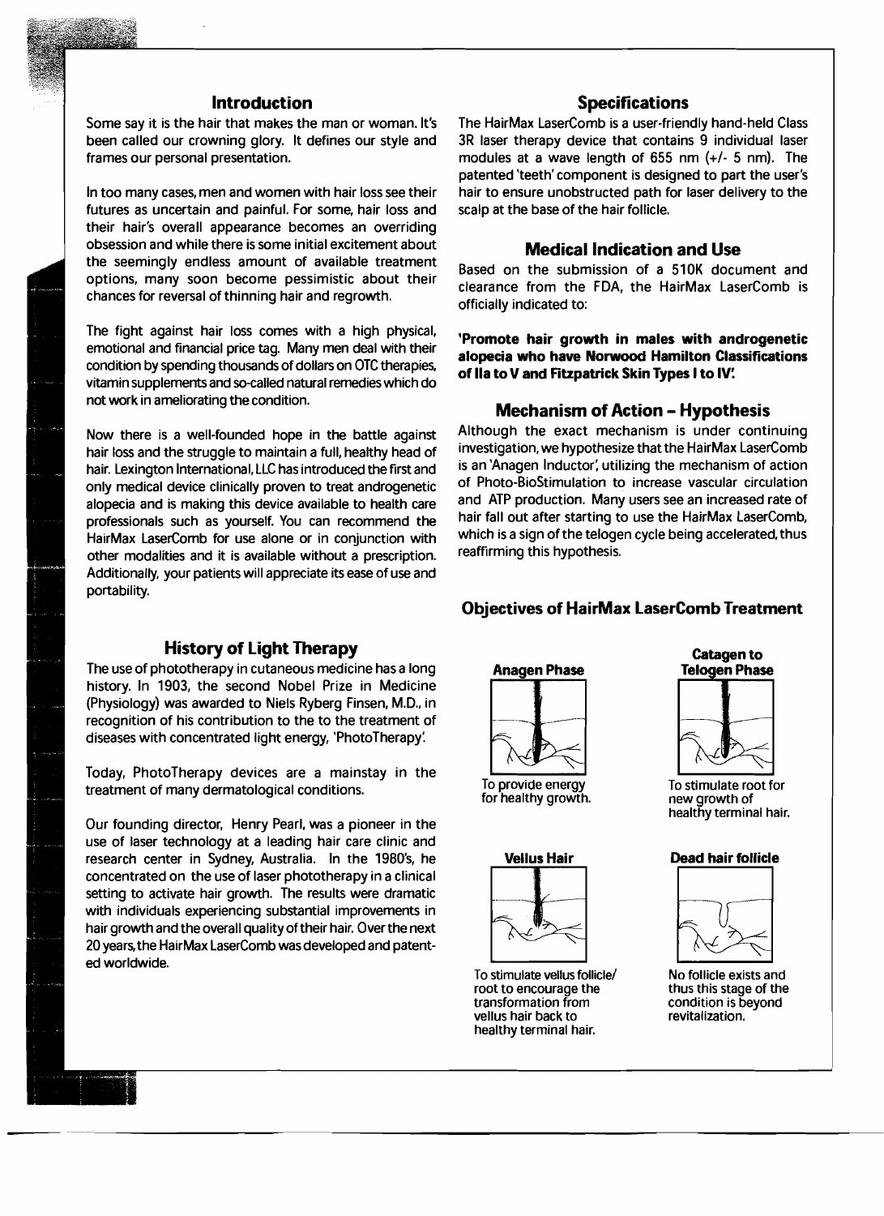## Introduction

Some say it is the hair that makes the man or woman. It's been called our crowning glory. It defines our style and frames our personal presentation.

In too many cases, men and women with hair loss see their futures as uncertain and painful. For some, hair loss and their hair's overall appearance becomes an overriding obsession and while there is some initial excitement about the seemingly endless amount of available treatment options, many soon become pessimistic about their chances for reversal of thinning hair and regrowth.

The fight against hair loss comes with a high physical, emotional and financial price tag. Many men deal with their condition by spending thousands of dollars on OTC therapies, vitamin supplements and so-called natural remedies which do not work in ameliorating the condition.

Now there is a well-founded hope in the battle against hair loss and the struggle to maintain a full, healthy head of hair. Lexington International, LLC has introduced the first and only medical device clinically proven to treat androgenetic alopecia and is making this device available to health care professionals such as yourself. You can recommend the HairMax LaserComb for use alone or in conjunction with other modalities and it is available without a prescription. Additionally, your patients will appreciate its ease of use and portability.

## History of Light Therapy

The use of phototherapy in cutaneous medicine has a long history. In 1903, the second Nobel Prize in Medicine (Physiology) was awarded to Niels Ryberg Finsen, M.D., in recognition of his contribution to the to the treatment of diseases with concentrated light energy, 'PhotoTherapy'.

Today, PhotoTherapy devices are a mainstay in the treatment of many dermatological conditions.

Our founding director, Henry Pearl, was a pioneer in the use of laser technology at a leading hair care clinic and research center in Sydney, Australia. In the 1980's, he concentrated on the use of laser phototherapy in a clinical setting to activate hair growth. The results were dramatic with individuals experiencing substantial improvements in hair growth and the overall quality of their hair. Over the next 20 years, the HairMax LaserComb was developed and patented worldwide.

## Specifications

The HairMax LaserComb is a user-friendly hand-held Class 3R laser therapy device that contains 9 individual laser modules at a wave length of 655 nm (+/- 5 nm). The patented 'teeth' component is designed to part the user's hair to ensure unobstructed path for laser delivery to the scalp at the base of the hair follicle.

## Medical Indication and Use

Based on the submission of a 510K document and clearance from the FDA, the HairMax LaserComb is officially indicated to:

**'Promote hair growth in males with androgenetic alopecia who have Norwood Hamilton Classifications of IIa to V and Fitzpatrick Skin Types I to IV'.**

## Mechanism of Action – Hypothesis

Although the exact mechanism is under continuing investigation, we hypothesize that the HairMax LaserComb is an 'Anagen Inductor', utilizing the mechanism of action of Photo-BioStimulation to increase vascular circulation and ATP production. Many users see an increased rate of hair fall out after starting to use the HairMax LaserComb, which is a sign of the telogen cycle being accelerated, thus reaffirming this hypothesis.

## Objectives of HairMax LaserComb Treatment

**Anagen Phase**

To provide energy for healthy growth.

**Catagen to Telogen Phase**

To stimulate root for new growth of healthy terminal hair.

**Vellus Hair**

To stimulate vellus follicle/root to encourage the transformation from vellus hair back to healthy terminal hair.

**Dead hair follicle**

No follicle exists and thus this stage of the condition is beyond revitalization.